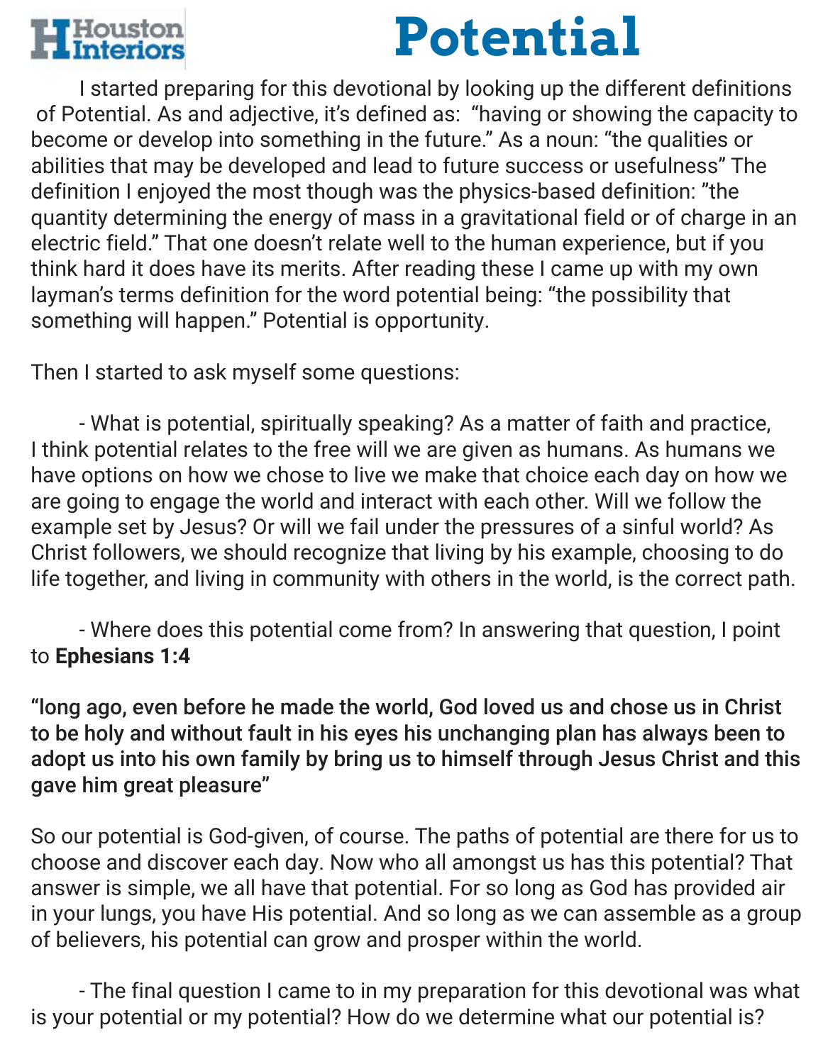Houston Interiors

# Potential

I started preparing for this devotional by looking up the different definitions of Potential. As and adjective, it's defined as: "having or showing the capacity to become or develop into something in the future." As a noun: "the qualities or abilities that may be developed and lead to future success or usefulness" The definition I enjoyed the most though was the physics-based definition: "the quantity determining the energy of mass in a gravitational field or of charge in an electric field." That one doesn't relate well to the human experience, but if you think hard it does have its merits. After reading these I came up with my own layman's terms definition for the word potential being: "the possibility that something will happen." Potential is opportunity.

Then I started to ask myself some questions:

- What is potential, spiritually speaking? As a matter of faith and practice, I think potential relates to the free will we are given as humans. As humans we have options on how we chose to live we make that choice each day on how we are going to engage the world and interact with each other. Will we follow the example set by Jesus? Or will we fail under the pressures of a sinful world? As Christ followers, we should recognize that living by his example, choosing to do life together, and living in community with others in the world, is the correct path.

- Where does this potential come from? In answering that question, I point to **Ephesians 1:4**

**"long ago, even before he made the world, God loved us and chose us in Christ to be holy and without fault in his eyes his unchanging plan has always been to adopt us into his own family by bring us to himself through Jesus Christ and this gave him great pleasure"**

So our potential is God-given, of course. The paths of potential are there for us to choose and discover each day. Now who all amongst us has this potential? That answer is simple, we all have that potential. For so long as God has provided air in your lungs, you have His potential. And so long as we can assemble as a group of believers, his potential can grow and prosper within the world.

- The final question I came to in my preparation for this devotional was what is your potential or my potential? How do we determine what our potential is?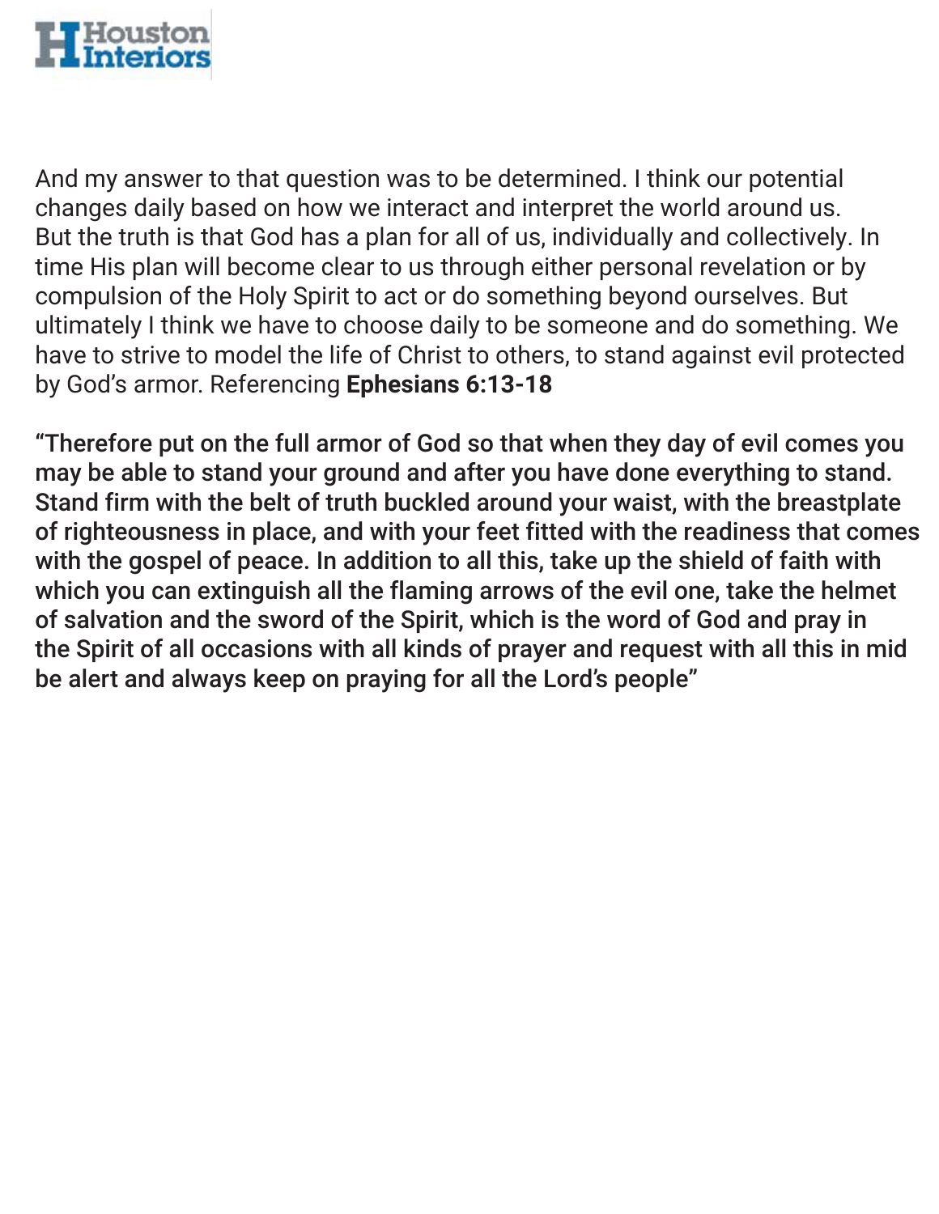And my answer to that question was to be determined. I think our potential changes daily based on how we interact and interpret the world around us. But the truth is that God has a plan for all of us, individually and collectively. In time His plan will become clear to us through either personal revelation or by compulsion of the Holy Spirit to act or do something beyond ourselves. But ultimately I think we have to choose daily to be someone and do something. We have to strive to model the life of Christ to others, to stand against evil protected by God's armor. Referencing **Ephesians 6:13-18**

**"Therefore put on the full armor of God so that when they day of evil comes you may be able to stand your ground and after you have done everything to stand. Stand firm with the belt of truth buckled around your waist, with the breastplate of righteousness in place, and with your feet fitted with the readiness that comes with the gospel of peace. In addition to all this, take up the shield of faith with which you can extinguish all the flaming arrows of the evil one, take the helmet of salvation and the sword of the Spirit, which is the word of God and pray in the Spirit of all occasions with all kinds of prayer and request with all this in mid be alert and always keep on praying for all the Lord's people"**